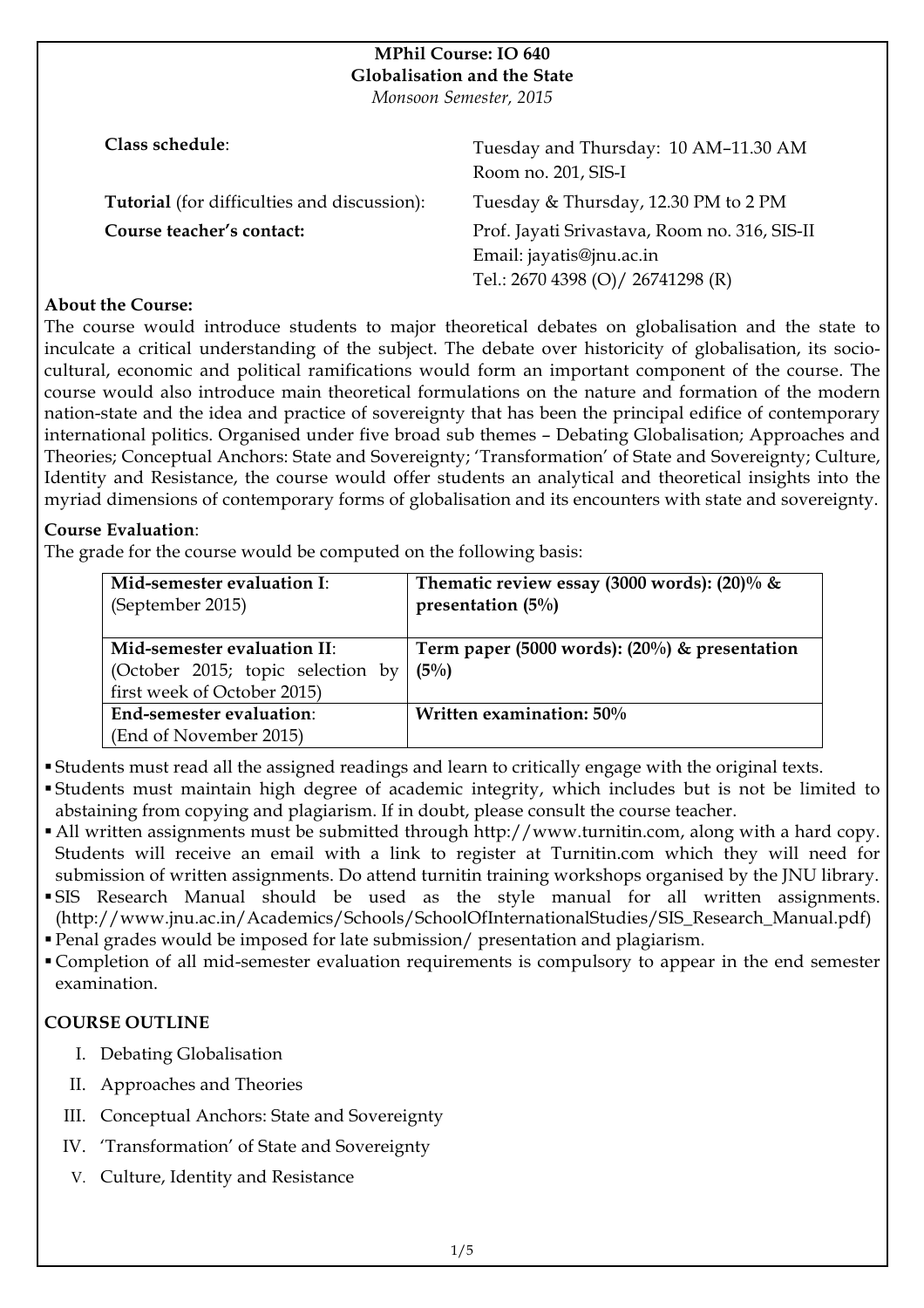# MPhil Course: IO 640
## Globalisation and the State
*Monsoon Semester, 2015*

| | |
|---|---|
| **Class schedule**: | Tuesday and Thursday: 10 AM–11.30 AM<br>Room no. 201, SIS-I |
| **Tutorial** (for difficulties and discussion): | Tuesday & Thursday, 12.30 PM to 2 PM |
| **Course teacher's contact:** | Prof. Jayati Srivastava, Room no. 316, SIS-II<br>Email: jayatis@jnu.ac.in<br>Tel.: 2670 4398 (O)/ 26741298 (R) |

**About the Course:**

The course would introduce students to major theoretical debates on globalisation and the state to inculcate a critical understanding of the subject. The debate over historicity of globalisation, its socio-cultural, economic and political ramifications would form an important component of the course. The course would also introduce main theoretical formulations on the nature and formation of the modern nation-state and the idea and practice of sovereignty that has been the principal edifice of contemporary international politics. Organised under five broad sub themes – Debating Globalisation; Approaches and Theories; Conceptual Anchors: State and Sovereignty; 'Transformation' of State and Sovereignty; Culture, Identity and Resistance, the course would offer students an analytical and theoretical insights into the myriad dimensions of contemporary forms of globalisation and its encounters with state and sovereignty.

**Course Evaluation**:

The grade for the course would be computed on the following basis:

| | |
|---|---|
| **Mid-semester evaluation I**:<br>(September 2015) | **Thematic review essay (3000 words): (20)% & presentation (5%)** |
| **Mid-semester evaluation II**:<br>(October 2015; topic selection by first week of October 2015) | **Term paper (5000 words): (20%) & presentation (5%)** |
| **End-semester evaluation**:<br>(End of November 2015) | **Written examination: 50%** |

- Students must read all the assigned readings and learn to critically engage with the original texts.
- Students must maintain high degree of academic integrity, which includes but is not be limited to abstaining from copying and plagiarism. If in doubt, please consult the course teacher.
- All written assignments must be submitted through http://www.turnitin.com, along with a hard copy. Students will receive an email with a link to register at Turnitin.com which they will need for submission of written assignments. Do attend turnitin training workshops organised by the JNU library.
- SIS Research Manual should be used as the style manual for all written assignments. (http://www.jnu.ac.in/Academics/Schools/SchoolOfInternationalStudies/SIS_Research_Manual.pdf)
- Penal grades would be imposed for late submission/ presentation and plagiarism.
- Completion of all mid-semester evaluation requirements is compulsory to appear in the end semester examination.

**COURSE OUTLINE**

I. Debating Globalisation

II. Approaches and Theories

III. Conceptual Anchors: State and Sovereignty

IV. 'Transformation' of State and Sovereignty

V. Culture, Identity and Resistance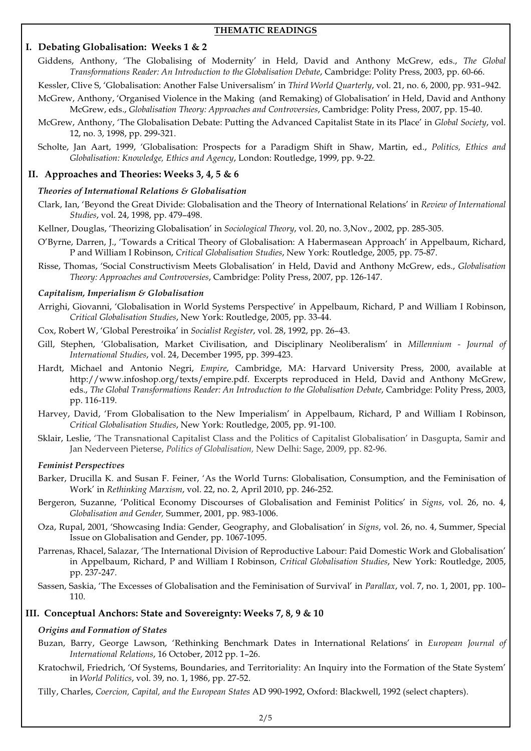## THEMATIC READINGS

### I. Debating Globalisation: Weeks 1 & 2

Giddens, Anthony, 'The Globalising of Modernity' in Held, David and Anthony McGrew, eds., *The Global Transformations Reader: An Introduction to the Globalisation Debate*, Cambridge: Polity Press, 2003, pp. 60-66.

Kessler, Clive S, 'Globalisation: Another False Universalism' in *Third World Quarterly*, vol. 21, no. 6, 2000, pp. 931–942.

McGrew, Anthony, 'Organised Violence in the Making (and Remaking) of Globalisation' in Held, David and Anthony McGrew, eds., *Globalisation Theory: Approaches and Controversies*, Cambridge: Polity Press, 2007, pp. 15-40.

McGrew, Anthony, 'The Globalisation Debate: Putting the Advanced Capitalist State in its Place' in *Global Society*, vol. 12, no. 3, 1998, pp. 299-321.

Scholte, Jan Aart, 1999, 'Globalisation: Prospects for a Paradigm Shift in Shaw, Martin, ed., *Politics, Ethics and Globalisation: Knowledge, Ethics and Agency*, London: Routledge, 1999, pp. 9-22.

### II. Approaches and Theories: Weeks 3, 4, 5 & 6

#### *Theories of International Relations & Globalisation*

Clark, Ian, 'Beyond the Great Divide: Globalisation and the Theory of International Relations' in *Review of International Studies*, vol. 24, 1998, pp. 479–498.

Kellner, Douglas, 'Theorizing Globalisation' in *Sociological Theory*, vol. 20, no. 3,Nov., 2002, pp. 285-305.

O'Byrne, Darren, J., 'Towards a Critical Theory of Globalisation: A Habermasean Approach' in Appelbaum, Richard, P and William I Robinson, *Critical Globalisation Studies*, New York: Routledge, 2005, pp. 75-87.

Risse, Thomas, 'Social Constructivism Meets Globalisation' in Held, David and Anthony McGrew, eds., *Globalisation Theory: Approaches and Controversies*, Cambridge: Polity Press, 2007, pp. 126-147.

#### *Capitalism, Imperialism & Globalisation*

Arrighi, Giovanni, 'Globalisation in World Systems Perspective' in Appelbaum, Richard, P and William I Robinson, *Critical Globalisation Studies*, New York: Routledge, 2005, pp. 33-44.

Cox, Robert W, 'Global Perestroika' in *Socialist Register*, vol. 28, 1992, pp. 26–43.

Gill, Stephen, 'Globalisation, Market Civilisation, and Disciplinary Neoliberalism' in *Millennium - Journal of International Studies*, vol. 24, December 1995, pp. 399-423.

Hardt, Michael and Antonio Negri, *Empire*, Cambridge, MA: Harvard University Press, 2000, available at http://www.infoshop.org/texts/empire.pdf. Excerpts reproduced in Held, David and Anthony McGrew, eds., *The Global Transformations Reader: An Introduction to the Globalisation Debate*, Cambridge: Polity Press, 2003, pp. 116-119.

Harvey, David, 'From Globalisation to the New Imperialism' in Appelbaum, Richard, P and William I Robinson, *Critical Globalisation Studies*, New York: Routledge, 2005, pp. 91-100.

Sklair, Leslie, 'The Transnational Capitalist Class and the Politics of Capitalist Globalisation' in Dasgupta, Samir and Jan Nederveen Pieterse, *Politics of Globalisation,* New Delhi: Sage, 2009, pp. 82-96.

#### *Feminist Perspectives*

Barker, Drucilla K. and Susan F. Feiner, 'As the World Turns: Globalisation, Consumption, and the Feminisation of Work' in *Rethinking Marxism*, vol. 22, no. 2, April 2010, pp. 246-252.

Bergeron, Suzanne, 'Political Economy Discourses of Globalisation and Feminist Politics' in *Signs*, vol. 26, no. 4, *Globalisation and Gender,* Summer, 2001, pp. 983-1006.

Oza, Rupal, 2001, 'Showcasing India: Gender, Geography, and Globalisation' in *Signs*, vol. 26, no. 4, Summer, Special Issue on Globalisation and Gender, pp. 1067-1095.

Parrenas, Rhacel, Salazar, 'The International Division of Reproductive Labour: Paid Domestic Work and Globalisation' in Appelbaum, Richard, P and William I Robinson, *Critical Globalisation Studies*, New York: Routledge, 2005, pp. 237-247.

Sassen, Saskia, 'The Excesses of Globalisation and the Feminisation of Survival' in *Parallax*, vol. 7, no. 1, 2001, pp. 100–110.

### III. Conceptual Anchors: State and Sovereignty: Weeks 7, 8, 9 & 10

#### *Origins and Formation of States*

Buzan, Barry, George Lawson, 'Rethinking Benchmark Dates in International Relations' in *European Journal of International Relations*, 16 October, 2012 pp. 1–26.

Kratochwil, Friedrich, 'Of Systems, Boundaries, and Territoriality: An Inquiry into the Formation of the State System' in *World Politics*, vol. 39, no. 1, 1986, pp. 27-52.

Tilly, Charles, *Coercion, Capital, and the European States* AD 990-1992, Oxford: Blackwell, 1992 (select chapters).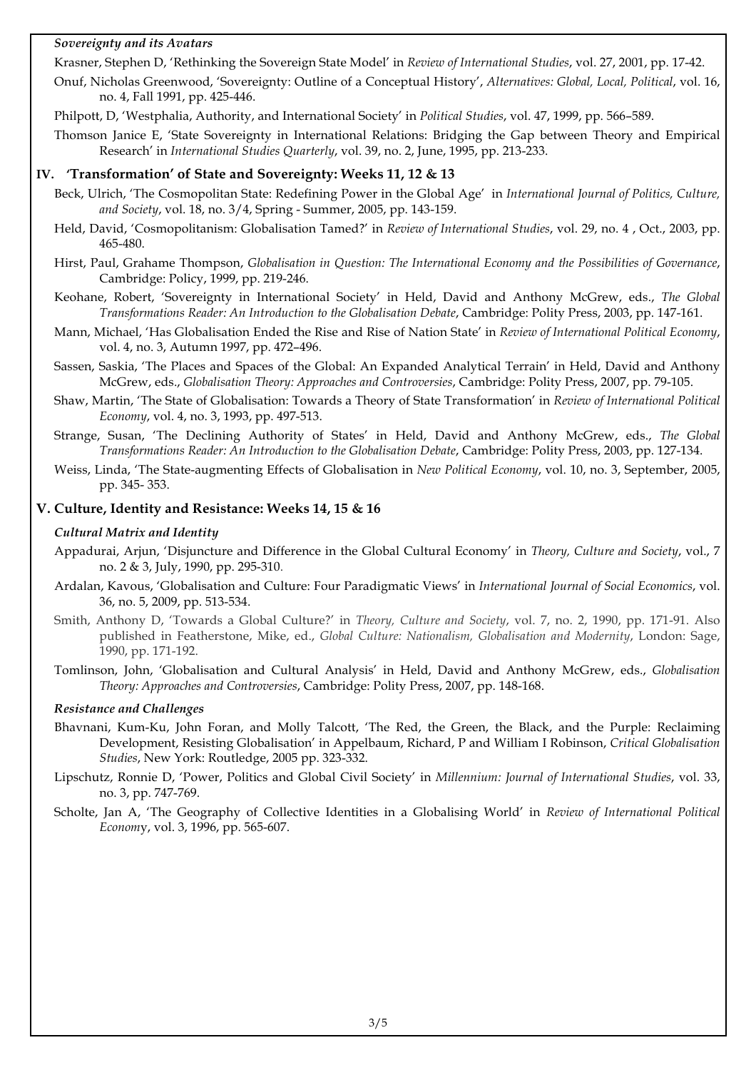***Sovereignty and its Avatars***

Krasner, Stephen D, 'Rethinking the Sovereign State Model' in *Review of International Studies*, vol. 27, 2001, pp. 17-42.

Onuf, Nicholas Greenwood, 'Sovereignty: Outline of a Conceptual History', *Alternatives: Global, Local, Political*, vol. 16, no. 4, Fall 1991, pp. 425-446.

Philpott, D, 'Westphalia, Authority, and International Society' in *Political Studies*, vol. 47, 1999, pp. 566–589.

Thomson Janice E, 'State Sovereignty in International Relations: Bridging the Gap between Theory and Empirical Research' in *International Studies Quarterly*, vol. 39, no. 2, June, 1995, pp. 213-233.

## IV. 'Transformation' of State and Sovereignty: Weeks 11, 12 & 13

Beck, Ulrich, 'The Cosmopolitan State: Redefining Power in the Global Age' in *International Journal of Politics, Culture, and Society*, vol. 18, no. 3/4, Spring - Summer, 2005, pp. 143-159.

Held, David, 'Cosmopolitanism: Globalisation Tamed?' in *Review of International Studies*, vol. 29, no. 4 , Oct., 2003, pp. 465-480.

Hirst, Paul, Grahame Thompson, *Globalisation in Question: The International Economy and the Possibilities of Governance*, Cambridge: Policy, 1999, pp. 219-246.

Keohane, Robert, 'Sovereignty in International Society' in Held, David and Anthony McGrew, eds., *The Global Transformations Reader: An Introduction to the Globalisation Debate*, Cambridge: Polity Press, 2003, pp. 147-161.

Mann, Michael, 'Has Globalisation Ended the Rise and Rise of Nation State' in *Review of International Political Economy*, vol. 4, no. 3, Autumn 1997, pp. 472–496.

Sassen, Saskia, 'The Places and Spaces of the Global: An Expanded Analytical Terrain' in Held, David and Anthony McGrew, eds., *Globalisation Theory: Approaches and Controversies*, Cambridge: Polity Press, 2007, pp. 79-105.

Shaw, Martin, 'The State of Globalisation: Towards a Theory of State Transformation' in *Review of International Political Economy*, vol. 4, no. 3, 1993, pp. 497-513.

Strange, Susan, 'The Declining Authority of States' in Held, David and Anthony McGrew, eds., *The Global Transformations Reader: An Introduction to the Globalisation Debate*, Cambridge: Polity Press, 2003, pp. 127-134.

Weiss, Linda, 'The State-augmenting Effects of Globalisation in *New Political Economy*, vol. 10, no. 3, September, 2005, pp. 345- 353.

## V. Culture, Identity and Resistance: Weeks 14, 15 & 16

***Cultural Matrix and Identity***

Appadurai, Arjun, 'Disjuncture and Difference in the Global Cultural Economy' in *Theory, Culture and Society*, vol., 7 no. 2 & 3, July, 1990, pp. 295-310.

Ardalan, Kavous, 'Globalisation and Culture: Four Paradigmatic Views' in *International Journal of Social Economics*, vol. 36, no. 5, 2009, pp. 513-534.

Smith, Anthony D, 'Towards a Global Culture?' in *Theory, Culture and Society*, vol. 7, no. 2, 1990, pp. 171-91. Also published in Featherstone, Mike, ed., *Global Culture: Nationalism, Globalisation and Modernity*, London: Sage, 1990, pp. 171-192.

Tomlinson, John, 'Globalisation and Cultural Analysis' in Held, David and Anthony McGrew, eds., *Globalisation Theory: Approaches and Controversies*, Cambridge: Polity Press, 2007, pp. 148-168.

***Resistance and Challenges***

Bhavnani, Kum-Ku, John Foran, and Molly Talcott, 'The Red, the Green, the Black, and the Purple: Reclaiming Development, Resisting Globalisation' in Appelbaum, Richard, P and William I Robinson, *Critical Globalisation Studies*, New York: Routledge, 2005 pp. 323-332.

Lipschutz, Ronnie D, 'Power, Politics and Global Civil Society' in *Millennium: Journal of International Studies*, vol. 33, no. 3, pp. 747-769.

Scholte, Jan A, 'The Geography of Collective Identities in a Globalising World' in *Review of International Political Economy*, vol. 3, 1996, pp. 565-607.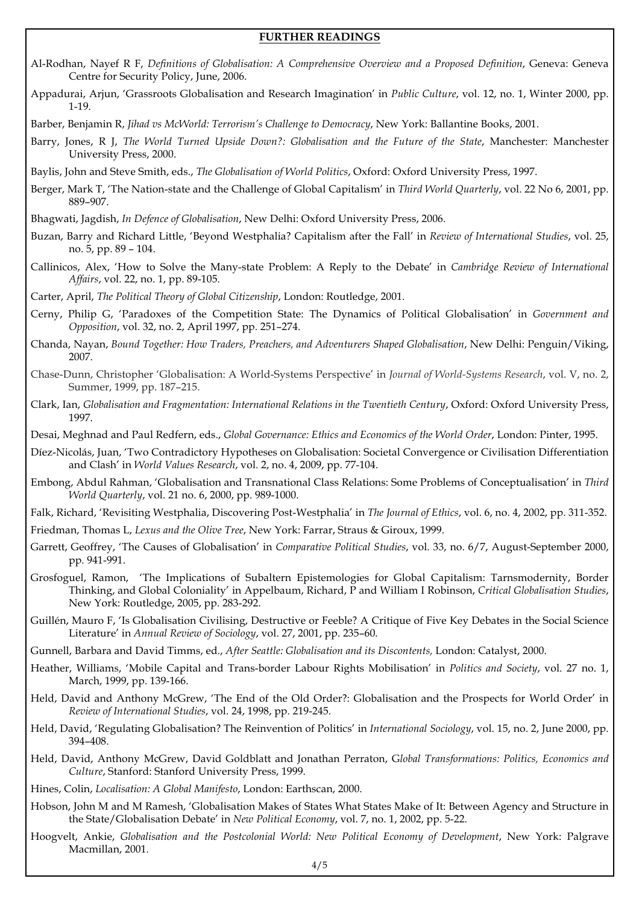## FURTHER READINGS

Al-Rodhan, Nayef R F, *Definitions of Globalisation: A Comprehensive Overview and a Proposed Definition*, Geneva: Geneva Centre for Security Policy, June, 2006.

Appadurai, Arjun, 'Grassroots Globalisation and Research Imagination' in *Public Culture*, vol. 12, no. 1, Winter 2000, pp. 1-19.

Barber, Benjamin R, *Jihad vs McWorld: Terrorism's Challenge to Democracy*, New York: Ballantine Books, 2001.

Barry, Jones, R J, *The World Turned Upside Down?: Globalisation and the Future of the State*, Manchester: Manchester University Press, 2000.

Baylis, John and Steve Smith, eds., *The Globalisation of World Politics*, Oxford: Oxford University Press, 1997.

Berger, Mark T, 'The Nation-state and the Challenge of Global Capitalism' in *Third World Quarterly*, vol. 22 No 6, 2001, pp. 889–907.

Bhagwati, Jagdish, *In Defence of Globalisation*, New Delhi: Oxford University Press, 2006.

Buzan, Barry and Richard Little, 'Beyond Westphalia? Capitalism after the Fall' in *Review of International Studies*, vol. 25, no. 5, pp. 89 – 104.

Callinicos, Alex, 'How to Solve the Many-state Problem: A Reply to the Debate' in *Cambridge Review of International Affairs*, vol. 22, no. 1, pp. 89-105.

Carter, April, *The Political Theory of Global Citizenship*, London: Routledge, 2001.

Cerny, Philip G, 'Paradoxes of the Competition State: The Dynamics of Political Globalisation' in *Government and Opposition*, vol. 32, no. 2, April 1997, pp. 251–274.

Chanda, Nayan, *Bound Together: How Traders, Preachers, and Adventurers Shaped Globalisation*, New Delhi: Penguin/Viking, 2007.

Chase-Dunn, Christopher 'Globalisation: A World-Systems Perspective' in *Journal of World-Systems Research*, vol. V, no. 2, Summer, 1999, pp. 187–215.

Clark, Ian, *Globalisation and Fragmentation: International Relations in the Twentieth Century*, Oxford: Oxford University Press, 1997.

Desai, Meghnad and Paul Redfern, eds., *Global Governance: Ethics and Economics of the World Order*, London: Pinter, 1995.

Díez-Nicolás, Juan, 'Two Contradictory Hypotheses on Globalisation: Societal Convergence or Civilisation Differentiation and Clash' in *World Values Research*, vol. 2, no. 4, 2009, pp. 77-104.

Embong, Abdul Rahman, 'Globalisation and Transnational Class Relations: Some Problems of Conceptualisation' in *Third World Quarterly*, vol. 21 no. 6, 2000, pp. 989-1000.

Falk, Richard, 'Revisiting Westphalia, Discovering Post-Westphalia' in *The Journal of Ethics*, vol. 6, no. 4, 2002, pp. 311-352.

Friedman, Thomas L, *Lexus and the Olive Tree*, New York: Farrar, Straus & Giroux, 1999.

Garrett, Geoffrey, 'The Causes of Globalisation' in *Comparative Political Studies*, vol. 33, no. 6/7, August-September 2000, pp. 941-991.

Grosfoguel, Ramon, 'The Implications of Subaltern Epistemologies for Global Capitalism: Tarnsmodernity, Border Thinking, and Global Coloniality' in Appelbaum, Richard, P and William I Robinson, *Critical Globalisation Studies*, New York: Routledge, 2005, pp. 283-292.

Guillén, Mauro F, 'Is Globalisation Civilising, Destructive or Feeble? A Critique of Five Key Debates in the Social Science Literature' in *Annual Review of Sociology*, vol. 27, 2001, pp. 235–60.

Gunnell, Barbara and David Timms, ed., *After Seattle: Globalisation and its Discontents,* London: Catalyst, 2000.

Heather, Williams, 'Mobile Capital and Trans-border Labour Rights Mobilisation' in *Politics and Society*, vol. 27 no. 1, March, 1999, pp. 139-166.

Held, David and Anthony McGrew, 'The End of the Old Order?: Globalisation and the Prospects for World Order' in *Review of International Studies*, vol. 24, 1998, pp. 219-245.

Held, David, 'Regulating Globalisation? The Reinvention of Politics' in *International Sociology*, vol. 15, no. 2, June 2000, pp. 394–408.

Held, David, Anthony McGrew, David Goldblatt and Jonathan Perraton, G*lobal Transformations: Politics, Economics and Culture*, Stanford: Stanford University Press, 1999.

Hines, Colin, *Localisation: A Global Manifesto*, London: Earthscan, 2000.

Hobson, John M and M Ramesh, 'Globalisation Makes of States What States Make of It: Between Agency and Structure in the State/Globalisation Debate' in *New Political Economy*, vol. 7, no. 1, 2002, pp. 5-22.

Hoogvelt, Ankie, *Globalisation and the Postcolonial World: New Political Economy of Development*, New York: Palgrave Macmillan, 2001.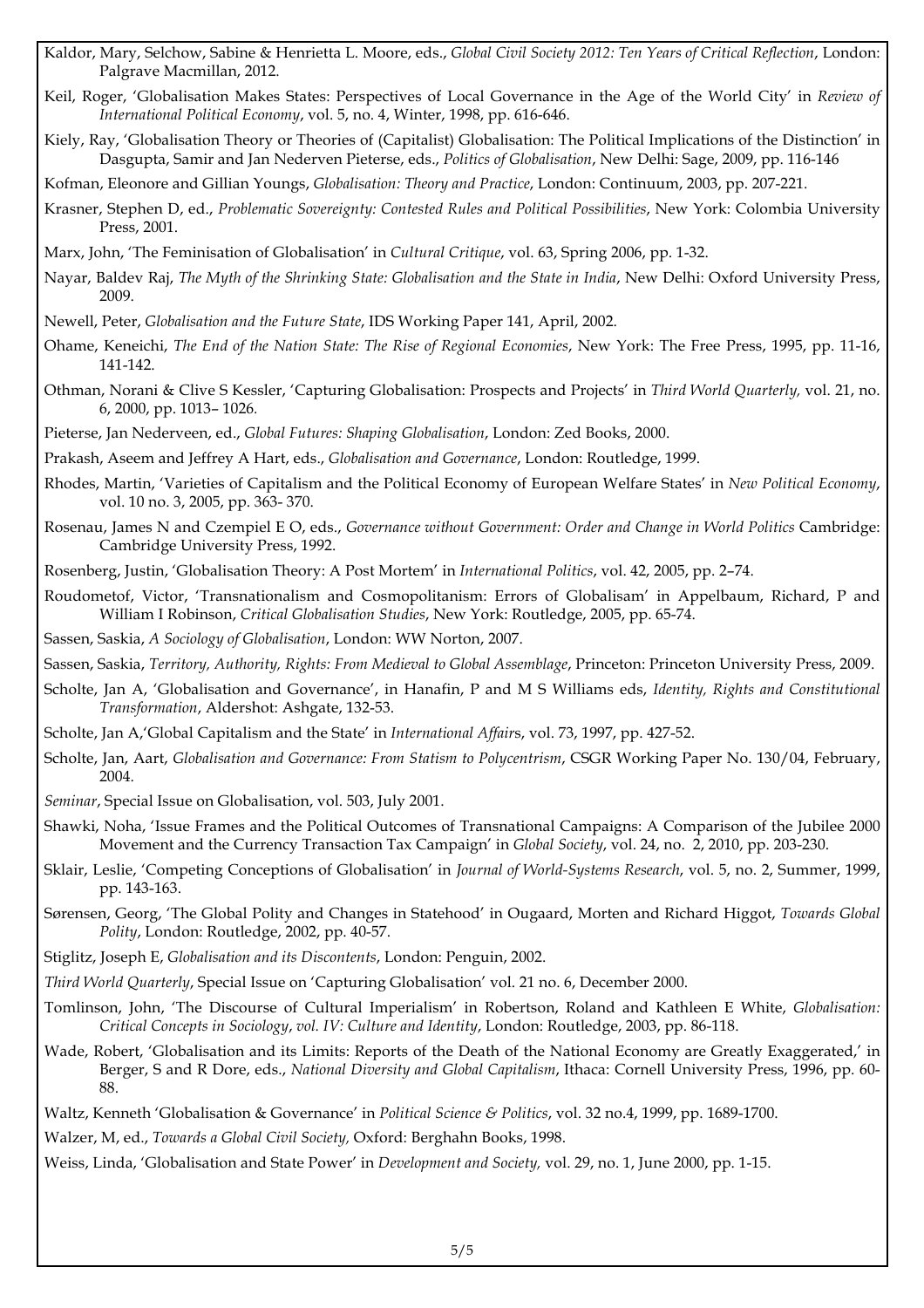Kaldor, Mary, Selchow, Sabine & Henrietta L. Moore, eds., *Global Civil Society 2012: Ten Years of Critical Reflection*, London: Palgrave Macmillan, 2012.

Keil, Roger, 'Globalisation Makes States: Perspectives of Local Governance in the Age of the World City' in *Review of International Political Economy*, vol. 5, no. 4, Winter, 1998, pp. 616-646.

Kiely, Ray, 'Globalisation Theory or Theories of (Capitalist) Globalisation: The Political Implications of the Distinction' in Dasgupta, Samir and Jan Nederven Pieterse, eds., *Politics of Globalisation*, New Delhi: Sage, 2009, pp. 116-146

Kofman, Eleonore and Gillian Youngs, *Globalisation: Theory and Practice*, London: Continuum, 2003, pp. 207-221.

Krasner, Stephen D, ed., *Problematic Sovereignty: Contested Rules and Political Possibilities*, New York: Colombia University Press, 2001.

Marx, John, 'The Feminisation of Globalisation' in *Cultural Critique*, vol. 63, Spring 2006, pp. 1-32.

Nayar, Baldev Raj, *The Myth of the Shrinking State: Globalisation and the State in India*, New Delhi: Oxford University Press, 2009.

Newell, Peter, *Globalisation and the Future State*, IDS Working Paper 141, April, 2002.

Ohame, Keneichi, *The End of the Nation State: The Rise of Regional Economies*, New York: The Free Press, 1995, pp. 11-16, 141-142.

Othman, Norani & Clive S Kessler, 'Capturing Globalisation: Prospects and Projects' in *Third World Quarterly,* vol. 21, no. 6, 2000, pp. 1013– 1026.

Pieterse, Jan Nederveen, ed., *Global Futures: Shaping Globalisation*, London: Zed Books, 2000.

Prakash, Aseem and Jeffrey A Hart, eds., *Globalisation and Governance*, London: Routledge, 1999.

Rhodes, Martin, 'Varieties of Capitalism and the Political Economy of European Welfare States' in *New Political Economy*, vol. 10 no. 3, 2005, pp. 363- 370.

Rosenau, James N and Czempiel E O, eds., *Governance without Government: Order and Change in World Politics* Cambridge: Cambridge University Press, 1992.

Rosenberg, Justin, 'Globalisation Theory: A Post Mortem' in *International Politics*, vol. 42, 2005, pp. 2–74.

Roudometof, Victor, 'Transnationalism and Cosmopolitanism: Errors of Globalisam' in Appelbaum, Richard, P and William I Robinson, *Critical Globalisation Studies*, New York: Routledge, 2005, pp. 65-74.

Sassen, Saskia, *A Sociology of Globalisation*, London: WW Norton, 2007.

Sassen, Saskia, *Territory, Authority, Rights: From Medieval to Global Assemblage*, Princeton: Princeton University Press, 2009.

Scholte, Jan A, 'Globalisation and Governance', in Hanafin, P and M S Williams eds, *Identity, Rights and Constitutional Transformation*, Aldershot: Ashgate, 132-53.

Scholte, Jan A,'Global Capitalism and the State' in *International Affairs*, vol. 73, 1997, pp. 427-52.

Scholte, Jan, Aart, *Globalisation and Governance: From Statism to Polycentrism*, CSGR Working Paper No. 130/04, February, 2004.

*Seminar*, Special Issue on Globalisation, vol. 503, July 2001.

Shawki, Noha, 'Issue Frames and the Political Outcomes of Transnational Campaigns: A Comparison of the Jubilee 2000 Movement and the Currency Transaction Tax Campaign' in *Global Society*, vol. 24, no. 2, 2010, pp. 203-230.

Sklair, Leslie, 'Competing Conceptions of Globalisation' in *Journal of World-Systems Research*, vol. 5, no. 2, Summer, 1999, pp. 143-163.

Sørensen, Georg, 'The Global Polity and Changes in Statehood' in Ougaard, Morten and Richard Higgot, *Towards Global Polity*, London: Routledge, 2002, pp. 40-57.

Stiglitz, Joseph E, *Globalisation and its Discontents*, London: Penguin, 2002.

*Third World Quarterly*, Special Issue on 'Capturing Globalisation' vol. 21 no. 6, December 2000.

Tomlinson, John, 'The Discourse of Cultural Imperialism' in Robertson, Roland and Kathleen E White, *Globalisation: Critical Concepts in Sociology*, *vol. IV: Culture and Identity*, London: Routledge, 2003, pp. 86-118.

Wade, Robert, 'Globalisation and its Limits: Reports of the Death of the National Economy are Greatly Exaggerated,' in Berger, S and R Dore, eds., *National Diversity and Global Capitalism*, Ithaca: Cornell University Press, 1996, pp. 60-88.

Waltz, Kenneth 'Globalisation & Governance' in *Political Science & Politics*, vol. 32 no.4, 1999, pp. 1689-1700.

Walzer, M, ed., *Towards a Global Civil Society,* Oxford: Berghahn Books, 1998.

Weiss, Linda, 'Globalisation and State Power' in *Development and Society,* vol. 29, no. 1, June 2000, pp. 1-15.